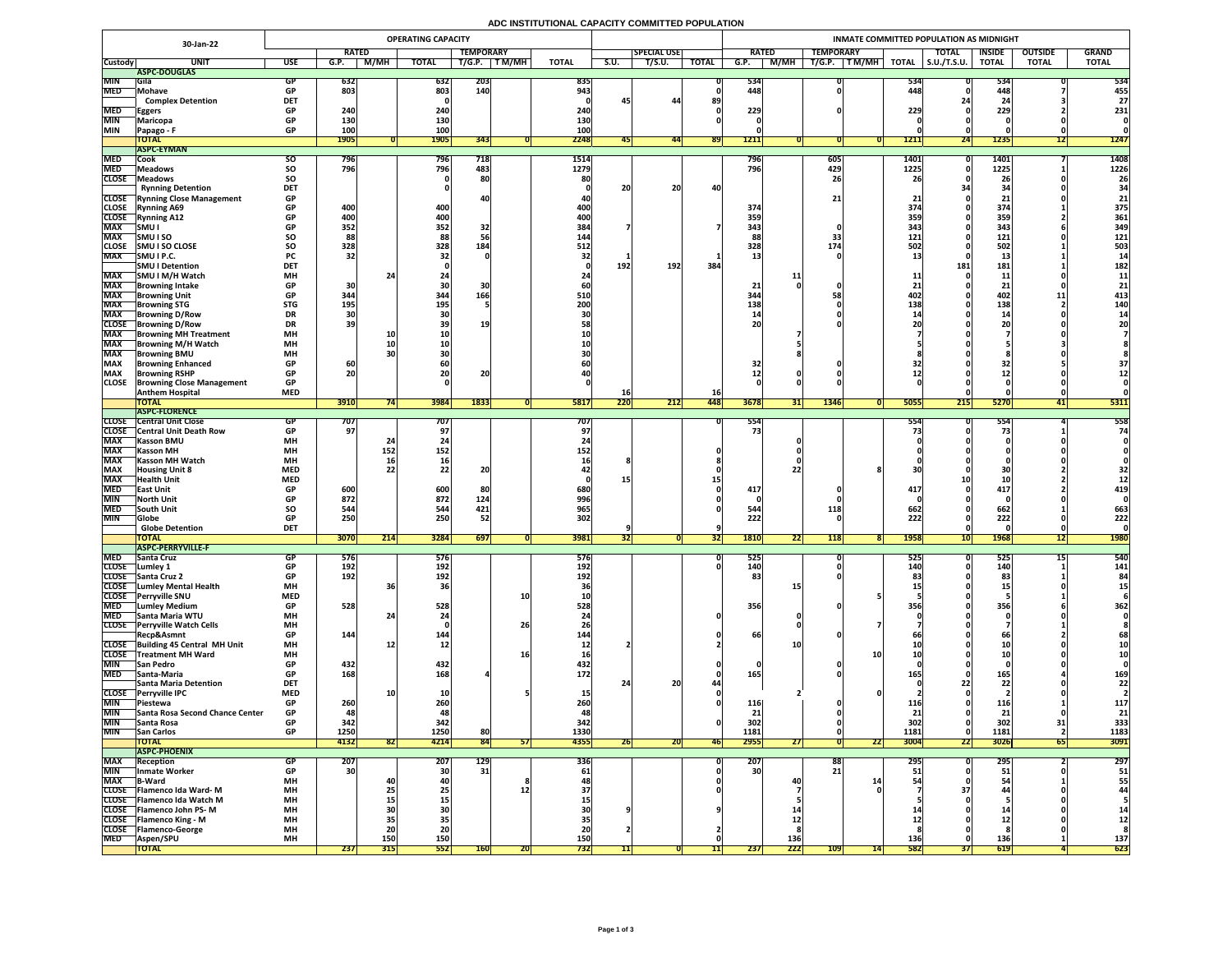# ADC INSTITUTIONAL CAPACITY COMMITTED POPULATION

| 30-Jan-22 | | | OPERATING CAPACITY | | | | | | | | | | INMATE COMMITTED POPULATION AS MIDNIGHT | | | | | | | | |
|---|---|---|---|---|---|---|---|---|---|---|---|---|---|---|---|---|---|---|---|---|---|
| | | | RATED | | | TEMPORARY | | | | SPECIAL USE | | RATED | | TEMPORARY | | | TOTAL | INSIDE | OUTSIDE | GRAND |
| Custody | UNIT | USE | G.P. | M/MH | TOTAL | T/G.P. | T M/MH | TOTAL | S.U. | T/S.U. | TOTAL | G.P. | M/MH | T/G.P. | T M/MH | TOTAL | S.U./T.S.U. | TOTAL | TOTAL | TOTAL |
| | **ASPC-DOUGLAS** | | | | | | | | | | | | | | | | | | | |
| MIN | Gila | GP | 632 | | 632 | 203 | | 835 | | | 0 | 534 | | 0 | | 534 | 0 | 534 | 0 | 534 |
| MED | Mohave | GP | 803 | | 803 | 140 | | 943 | | | 0 | 448 | | 0 | | 448 | 0 | 448 | 7 | 455 |
| | Complex Detention | DET | | | 0 | | | 0 | 45 | 44 | 89 | | | | | | 24 | 24 | 3 | 27 |
| MED | Eggers | GP | 240 | | 240 | | | 240 | | | 0 | 229 | | 0 | | 229 | 0 | 229 | 2 | 231 |
| MIN | Maricopa | GP | 130 | | 130 | | | 130 | | | 0 | 0 | | | | 0 | 0 | 0 | 0 | 0 |
| MIN | Papago - F | GP | 100 | | 100 | | | 100 | | | | 0 | | | | 0 | 0 | 0 | 0 | 0 |
| | **TOTAL** | | 1905 | 0 | 1905 | 343 | 0 | 2248 | 45 | 44 | 89 | 1211 | 0 | 0 | 0 | 1211 | 24 | 1235 | 12 | 1247 |
| | **ASPC-EYMAN** | | | | | | | | | | | | | | | | | | | |
| MED | Cook | SO | 796 | | 796 | 718 | | 1514 | | | | 796 | | 605 | | 1401 | 0 | 1401 | 7 | 1408 |
| MED | Meadows | SO | 796 | | 796 | 483 | | 1279 | | | | 796 | | 429 | | 1225 | 0 | 1225 | 1 | 1226 |
| CLOSE | Meadows | SO | | | 0 | 80 | | 80 | | | | | | 26 | | 26 | 0 | 26 | 0 | 26 |
| | Rynning Detention | DET | | | 0 | | | 0 | 20 | 20 | 40 | | | | | | 34 | 34 | 0 | 34 |
| CLOSE | Rynning Close Management | GP | | | | 40 | | 40 | | | | | | 21 | | 21 | 0 | 21 | 0 | 21 |
| CLOSE | Rynning A69 | GP | 400 | | 400 | | | 400 | | | | 374 | | | | 374 | 0 | 374 | 1 | 375 |
| CLOSE | Rynning A12 | GP | 400 | | 400 | | | 400 | | | | 359 | | | | 359 | 0 | 359 | 2 | 361 |
| MAX | SMU I | GP | 352 | | 352 | 32 | | 384 | 7 | | 7 | 343 | | 0 | | 343 | 0 | 343 | 6 | 349 |
| MAX | SMU I SO | SO | 88 | | 88 | 56 | | 144 | | | | 88 | | 33 | | 121 | 0 | 121 | 0 | 121 |
| CLOSE | SMU I SO CLOSE | SO | 328 | | 328 | 184 | | 512 | | | | 328 | | 174 | | 502 | 0 | 502 | 1 | 503 |
| MAX | SMU I P.C. | PC | 32 | | 32 | 0 | | 32 | 1 | | 1 | 13 | | 0 | | 13 | 0 | 13 | 1 | 14 |
| | SMU I Detention | DET | | | 0 | | | 0 | 192 | 192 | 384 | | | | | | 181 | 181 | 1 | 182 |
| MAX | SMU I M/H Watch | MH | | 24 | 24 | | | 24 | | | | | 11 | | | 11 | 0 | 11 | 0 | 11 |
| MAX | Browning Intake | GP | 30 | | 30 | 30 | | 60 | | | | 21 | 0 | 0 | | 21 | 0 | 21 | 0 | 21 |
| MAX | Browning Unit | GP | 344 | | 344 | 166 | | 510 | | | | 344 | | 58 | | 402 | 0 | 402 | 11 | 413 |
| MAX | Browning STG | STG | 195 | | 195 | 5 | | 200 | | | | 138 | | 0 | | 138 | 0 | 138 | 2 | 140 |
| MAX | Browning D/Row | DR | 30 | | 30 | | | 30 | | | | 14 | | 0 | | 14 | 0 | 14 | 0 | 14 |
| CLOSE | Browning D/Row | DR | 39 | | 39 | 19 | | 58 | | | | 20 | | 0 | | 20 | 0 | 20 | 0 | 20 |
| MAX | Browning MH Treatment | MH | | 10 | 10 | | | 10 | | | | | 7 | | | 7 | 0 | 7 | 0 | 7 |
| MAX | Browning M/H Watch | MH | | 10 | 10 | | | 10 | | | | | 5 | | | 5 | 0 | 5 | 3 | 8 |
| MAX | Browning BMU | MH | | 30 | 30 | | | 30 | | | | | 8 | | | 8 | 0 | 8 | 0 | 8 |
| MAX | Browning Enhanced | GP | 60 | | 60 | | | 60 | | | | 32 | | 0 | | 32 | 0 | 32 | 5 | 37 |
| MAX | Browning RSHP | GP | 20 | | 20 | 20 | | 40 | | | | 12 | 0 | 0 | | 12 | 0 | 12 | 0 | 12 |
| CLOSE | Browning Close Management | GP | | | 0 | | | 0 | | | | 0 | 0 | 0 | | 0 | 0 | 0 | 0 | 0 |
| | Anthem Hospital | MED | | | | | | | 16 | | 16 | | | | | | 0 | 0 | 0 | 0 |
| | **TOTAL** | | 3910 | 74 | 3984 | 1833 | 0 | 5817 | 220 | 212 | 448 | 3678 | 31 | 1346 | 0 | 5055 | 215 | 5270 | 41 | 5311 |
| | **ASPC-FLORENCE** | | | | | | | | | | | | | | | | | | | |
| CLOSE | Central Unit Close | GP | 707 | | 707 | | | 707 | | | 0 | 554 | | | | 554 | 0 | 554 | 4 | 558 |
| CLOSE | Central Unit Death Row | GP | 97 | | 97 | | | 97 | | | | 73 | | | | 73 | 0 | 73 | 1 | 74 |
| MAX | Kasson BMU | MH | | 24 | 24 | | | 24 | | | | | 0 | | | 0 | 0 | 0 | 0 | 0 |
| MAX | Kasson MH | MH | | 152 | 152 | | | 152 | | | 0 | | 0 | | | 0 | 0 | 0 | 0 | 0 |
| MAX | Kasson MH Watch | MH | | 16 | 16 | | | 16 | 8 | | 8 | | 0 | | | 0 | 0 | 0 | 0 | 0 |
| MAX | Housing Unit 8 | MED | | 22 | 22 | 20 | | 42 | | | 0 | | 22 | | 8 | 30 | 0 | 30 | 2 | 32 |
| MAX | Health Unit | MED | | | | | | 0 | 15 | | 15 | | | | | | 10 | 10 | 2 | 12 |
| MED | East Unit | GP | 600 | | 600 | 80 | | 680 | | | 0 | 417 | | 0 | | 417 | 0 | 417 | 2 | 419 |
| MIN | North Unit | GP | 872 | | 872 | 124 | | 996 | | | 0 | 0 | | 0 | | 0 | 0 | 0 | 0 | 0 |
| MED | South Unit | SO | 544 | | 544 | 421 | | 965 | | | 0 | 544 | | 118 | | 662 | 0 | 662 | 1 | 663 |
| MIN | Globe | GP | 250 | | 250 | 52 | | 302 | | | | 222 | | 0 | | 222 | 0 | 222 | 0 | 222 |
| | Globe Detention | DET | | | | | | | 9 | | 9 | | | | | | 0 | 0 | 0 | 0 |
| | **TOTAL** | | 3070 | 214 | 3284 | 697 | 0 | 3981 | 32 | 0 | 32 | 1810 | 22 | 118 | 8 | 1958 | 10 | 1968 | 12 | 1980 |
| | **ASPC-PERRYVILLE-F** | | | | | | | | | | | | | | | | | | | |
| MED | Santa Cruz | GP | 576 | | 576 | | | 576 | | | 0 | 525 | | 0 | | 525 | 0 | 525 | 15 | 540 |
| CLOSE | Lumley 1 | GP | 192 | | 192 | | | 192 | | | 0 | 140 | | 0 | | 140 | 0 | 140 | 1 | 141 |
| CLOSE | Santa Cruz 2 | GP | 192 | | 192 | | | 192 | | | | 83 | | 0 | | 83 | 0 | 83 | 1 | 84 |
| CLOSE | Lumley Mental Health | MH | | 36 | 36 | | | 36 | | | | | 15 | | | 15 | 0 | 15 | 0 | 15 |
| CLOSE | Perryville SNU | MED | | | | | 10 | 10 | | | | | | | 5 | 5 | 0 | 5 | 1 | 6 |
| MED | Lumley Medium | GP | 528 | | 528 | | | 528 | | | | 356 | | 0 | | 356 | 0 | 356 | 6 | 362 |
| MED | Santa Maria WTU | MH | | 24 | 24 | | | 24 | | | 0 | | 0 | | | 0 | 0 | 0 | 0 | 0 |
| CLOSE | Perryville Watch Cells | MH | | | 0 | | 26 | 26 | | | | | 0 | | 7 | 7 | 0 | 7 | 1 | 8 |
| | Recp&Asmnt | GP | 144 | | 144 | | | 144 | | | 0 | 66 | | 0 | | 66 | 0 | 66 | 2 | 68 |
| CLOSE | Building 45 Central MH Unit | MH | | 12 | 12 | | | 12 | 2 | | 2 | | 10 | | | 10 | 0 | 10 | 0 | 10 |
| CLOSE | Treatment MH Ward | MH | | | | | 16 | 16 | | | | | | | 10 | 10 | 0 | 10 | 0 | 10 |
| MIN | San Pedro | GP | 432 | | 432 | | | 432 | | | 0 | 0 | | 0 | | 0 | 0 | 0 | 0 | 0 |
| MED | Santa-Maria | GP | 168 | | 168 | 4 | | 172 | | | 0 | 165 | | 0 | | 165 | 0 | 165 | 4 | 169 |
| | Santa Maria Detention | DET | | | | | | | 24 | 20 | 44 | | | | | 0 | 22 | 22 | 0 | 22 |
| CLOSE | Perryville IPC | MED | | 10 | 10 | | 5 | 15 | | | 0 | | 2 | | 0 | 2 | 0 | 2 | 0 | 2 |
| MIN | Piestewa | GP | 260 | | 260 | | | 260 | | | 0 | 116 | | 0 | | 116 | 0 | 116 | 1 | 117 |
| MIN | Santa Rosa Second Chance Center | GP | 48 | | 48 | | | 48 | | | | 21 | | 0 | | 21 | 0 | 21 | 0 | 21 |
| MIN | Santa Rosa | GP | 342 | | 342 | | | 342 | | | 0 | 302 | | 0 | | 302 | 0 | 302 | 31 | 333 |
| MIN | San Carlos | GP | 1250 | | 1250 | 80 | | 1330 | | | | 1181 | | 0 | | 1181 | 0 | 1181 | 2 | 1183 |
| | **TOTAL** | | 4132 | 82 | 4214 | 84 | 57 | 4355 | 26 | 20 | 46 | 2955 | 27 | 0 | 22 | 3004 | 22 | 3026 | 65 | 3091 |
| | **ASPC-PHOENIX** | | | | | | | | | | | | | | | | | | | |
| MAX | Reception | GP | 207 | | 207 | 129 | | 336 | | | 0 | 207 | | 88 | | 295 | 0 | 295 | 2 | 297 |
| MIN | Inmate Worker | GP | 30 | | 30 | 31 | | 61 | | | 0 | 30 | | 21 | | 51 | 0 | 51 | 0 | 51 |
| MAX | B-Ward | MH | | 40 | 40 | | 8 | 48 | | | 0 | | 40 | | 14 | 54 | 0 | 54 | 1 | 55 |
| CLOSE | Flamenco Ida Ward- M | MH | | 25 | 25 | | 12 | 37 | | | 0 | | 7 | | 0 | 7 | 37 | 44 | 0 | 44 |
| CLOSE | Flamenco Ida Watch M | MH | | 15 | 15 | | | 15 | | | | | 5 | | | 5 | 0 | 5 | 0 | 5 |
| CLOSE | Flamenco John PS- M | MH | | 30 | 30 | | | 30 | 9 | | 9 | | 14 | | | 14 | 0 | 14 | 0 | 14 |
| CLOSE | Flamenco King - M | MH | | 35 | 35 | | | 35 | | | | | 12 | | | 12 | 0 | 12 | 0 | 12 |
| CLOSE | Flamenco-George | MH | | 20 | 20 | | | 20 | 2 | | 2 | | 8 | | | 8 | 0 | 8 | 0 | 8 |
| MED | Aspen/SPU | MH | | 150 | 150 | | | 150 | | | 0 | | 136 | | | 136 | 0 | 136 | 1 | 137 |
| | **TOTAL** | | 237 | 315 | 552 | 160 | 20 | 732 | 11 | 0 | 11 | 237 | 222 | 109 | 14 | 582 | 37 | 619 | 4 | 623 |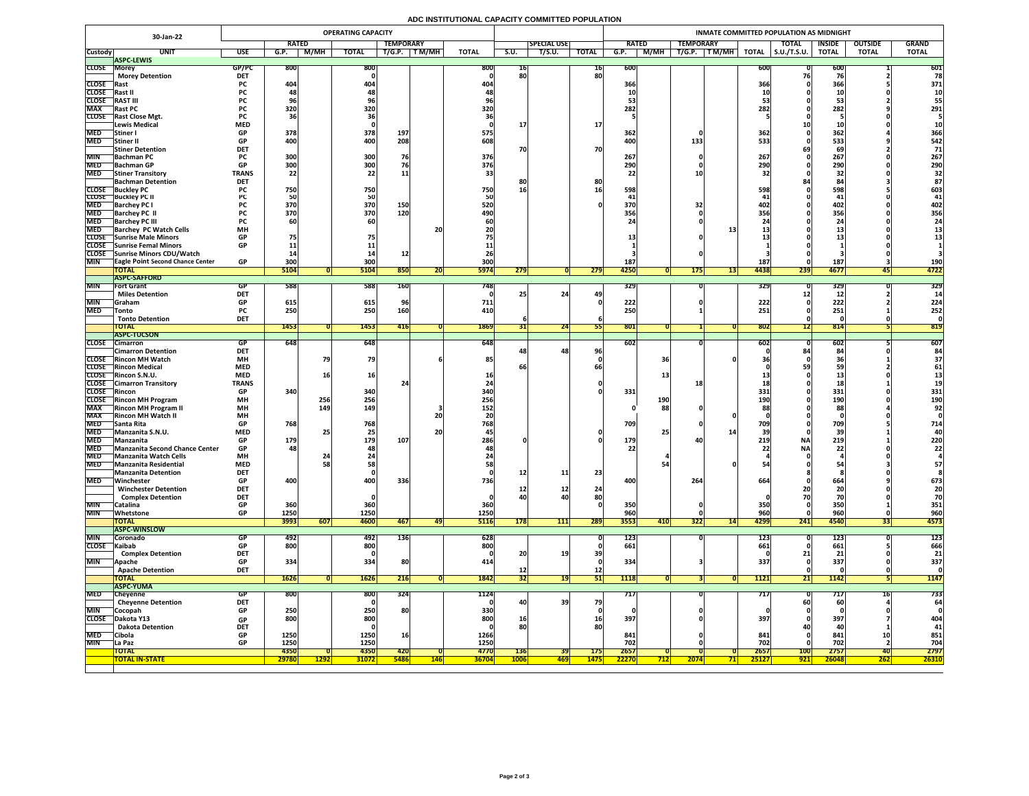# ADC INSTITUTIONAL CAPACITY COMMITTED POPULATION

| 30-Jan-22 | | | OPERATING CAPACITY | | | | | | | | | | INMATE COMMITTED POPULATION AS MIDNIGHT | | | | | | | | | |
|---|---|---|---|---|---|---|---|---|---|---|---|---|---|---|---|---|---|---|---|---|---|---|
| | | | RATED | | | TEMPORARY | | | | SPECIAL USE | | | RATED | | TEMPORARY | | | TOTAL | INSIDE | OUTSIDE | GRAND |
| Custody | UNIT | USE | G.P. | M/MH | TOTAL | T/G.P. | T M/MH | TOTAL | S.U. | T/S.U. | TOTAL | G.P. | M/MH | T/G.P. | T M/MH | TOTAL | S.U./T.S.U. | TOTAL | TOTAL | TOTAL |
| | **ASPC-LEWIS** | | | | | | | | | | | | | | | | | | | |
| CLOSE | Morey | GP/PC | 800 | | 800 | | | 800 | 16 | | 16 | 600 | | | | 600 | 0 | 600 | 1 | 601 |
| | Morey Detention | DET | | | 0 | | | 0 | 80 | | 80 | | | | | | 76 | 76 | 2 | 78 |
| CLOSE | Rast | PC | 404 | | 404 | | | 404 | | | | 366 | | | | 366 | 0 | 366 | 5 | 371 |
| CLOSE | Rast II | PC | 48 | | 48 | | | 48 | | | | 10 | | | | 10 | 0 | 10 | 0 | 10 |
| CLOSE | RAST III | PC | 96 | | 96 | | | 96 | | | | 53 | | | | 53 | 0 | 53 | 2 | 55 |
| MAX | Rast PC | PC | 320 | | 320 | | | 320 | | | | 282 | | | | 282 | 0 | 282 | 9 | 291 |
| CLOSE | Rast Close Mgt. | PC | 36 | | 36 | | | 36 | | | | 5 | | | | 5 | 0 | 5 | 0 | 5 |
| | Lewis Medical | MED | | | 0 | | | 0 | 17 | | 17 | | | | | | 10 | 10 | 0 | 10 |
| MED | Stiner I | GP | 378 | | 378 | 197 | | 575 | | | | 362 | | 0 | | 362 | 0 | 362 | 4 | 366 |
| MED | Stiner II | GP | 400 | | 400 | 208 | | 608 | | | | 400 | | 133 | | 533 | 0 | 533 | 9 | 542 |
| | Stiner Detention | DET | | | | | | | 70 | | 70 | | | | | | 69 | 69 | 2 | 71 |
| MIN | Bachman PC | PC | 300 | | 300 | 76 | | 376 | | | | 267 | | 0 | | 267 | 0 | 267 | 0 | 267 |
| MED | Bachman GP | GP | 300 | | 300 | 76 | | 376 | | | | 290 | | 0 | | 290 | 0 | 290 | 0 | 290 |
| MED | Stiner Transitory | TRANS | 22 | | 22 | 11 | | 33 | | | | 22 | | 10 | | 32 | 0 | 32 | 0 | 32 |
| | Bachman Detention | DET | | | | | | | 80 | | 80 | | | | | | 84 | 84 | 3 | 87 |
| CLOSE | Buckley PC | PC | 750 | | 750 | | | 750 | 16 | | 16 | 598 | | | | 598 | 0 | 598 | 5 | 603 |
| CLOSE | Buckley PC II | PC | 50 | | 50 | | | 50 | | | | 41 | | | | 41 | 0 | 41 | 0 | 41 |
| MED | Barchey PC I | PC | 370 | | 370 | 150 | | 520 | | | 0 | 370 | | 32 | | 402 | 0 | 402 | 0 | 402 |
| MED | Barchey PC II | PC | 370 | | 370 | 120 | | 490 | | | | 356 | | 0 | | 356 | 0 | 356 | 0 | 356 |
| MED | Barchey PC III | PC | 60 | | 60 | | | 60 | | | | 24 | | 0 | | 24 | 0 | 24 | 0 | 24 |
| MED | Barchey PC Watch Cells | MH | | | | | 20 | 20 | | | | | | | 13 | 13 | 0 | 13 | 0 | 13 |
| CLOSE | Sunrise Male Minors | GP | 75 | | 75 | | | 75 | | | | 13 | | 0 | | 13 | 0 | 13 | 0 | 13 |
| CLOSE | Sunrise Femal Minors | GP | 11 | | 11 | | | 11 | | | | 1 | | | | 1 | 0 | 1 | 0 | 1 |
| CLOSE | Sunrise Minors CDU/Watch | | 14 | | 14 | 12 | | 26 | | | | 3 | | 0 | | 3 | 0 | 3 | 0 | 3 |
| MIN | Eagle Point Second Chance Center | GP | 300 | | 300 | | | 300 | | | | 187 | | | | 187 | 0 | 187 | 3 | 190 |
| | **TOTAL** | | **5104** | **0** | **5104** | **850** | **20** | **5974** | **279** | **0** | **279** | **4250** | **0** | **175** | **13** | **4438** | **239** | **4677** | **45** | **4722** |
| | **ASPC-SAFFORD** | | | | | | | | | | | | | | | | | | | |
| MIN | Fort Grant | GP | 588 | | 588 | 160 | | 748 | | | | 329 | | 0 | | 329 | 0 | 329 | 0 | 329 |
| | Miles Detention | DET | | | | | | 0 | 25 | 24 | 49 | | | | | | 12 | 12 | 2 | 14 |
| MIN | Graham | GP | 615 | | 615 | 96 | | 711 | | | 0 | 222 | | 0 | | 222 | 0 | 222 | 2 | 224 |
| MED | Tonto | PC | 250 | | 250 | 160 | | 410 | | | | 250 | | 1 | | 251 | 0 | 251 | 1 | 252 |
| | Tonto Detention | DET | | | | | | | 6 | | 6 | | | | | | 0 | 0 | 0 | 0 |
| | **TOTAL** | | **1453** | **0** | **1453** | **416** | **0** | **1869** | **31** | **24** | **55** | **801** | **0** | **1** | **0** | **802** | **12** | **814** | **5** | **819** |
| | **ASPC-TUCSON** | | | | | | | | | | | | | | | | | | | |
| CLOSE | Cimarron | GP | 648 | | 648 | | | 648 | | | | 602 | | 0 | | 602 | 0 | 602 | 5 | 607 |
| | Cimarron Detention | DET | | | | | | | 48 | 48 | 96 | | | | | 0 | 84 | 84 | 0 | 84 |
| CLOSE | Rincon MH Watch | MH | | 79 | 79 | | 6 | 85 | | | 0 | | 36 | | 0 | 36 | 0 | 36 | 1 | 37 |
| CLOSE | Rincon Medical | MED | | | | | | | 66 | | 66 | | | | | 0 | 59 | 59 | 2 | 61 |
| CLOSE | Rincon S.N.U. | MED | | 16 | 16 | | | 16 | | | | | 13 | | | 13 | 0 | 13 | 0 | 13 |
| CLOSE | Cimarron Transitory | TRANS | | | | 24 | | 24 | | | 0 | | | 18 | | 18 | 0 | 18 | 1 | 19 |
| CLOSE | Rincon | GP | 340 | | 340 | | | 340 | | | 0 | 331 | | | | 331 | 0 | 331 | 0 | 331 |
| CLOSE | Rincon MH Program | MH | | 256 | 256 | | | 256 | | | | | 190 | | | 190 | 0 | 190 | 0 | 190 |
| MAX | Rincon MH Program II | MH | | 149 | 149 | | 3 | 152 | | | | 0 | 88 | 0 | | 88 | 0 | 88 | 4 | 92 |
| MAX | Rincon MH Watch II | MH | | | | | 20 | 20 | | | | | | | 0 | 0 | 0 | 0 | 0 | 0 |
| MED | Santa Rita | GP | 768 | | 768 | | | 768 | | | | 709 | | 0 | | 709 | 0 | 709 | 5 | 714 |
| MED | Manzanita S.N.U. | MED | | 25 | 25 | | 20 | 45 | | | 0 | | 25 | | 14 | 39 | 0 | 39 | 1 | 40 |
| MED | Manzanita | GP | 179 | | 179 | 107 | | 286 | 0 | | 0 | 179 | | 40 | | 219 | NA | 219 | 1 | 220 |
| MED | Manzanita Second Chance Center | GP | 48 | | 48 | | | 48 | | | | 22 | | | | 22 | NA | 22 | 0 | 22 |
| MED | Manzanita Watch Cells | MH | | 24 | 24 | | | 24 | | | | | 4 | | | 4 | 0 | 4 | 0 | 4 |
| MED | Manzanita Residential | MED | | 58 | 58 | | | 58 | | | | | 54 | | 0 | 54 | 0 | 54 | 3 | 57 |
| | Manzanita Detention | DET | | | 0 | | | 0 | 12 | 11 | 23 | | | | | | 8 | 8 | 0 | 8 |
| MED | Winchester | GP | 400 | | 400 | 336 | | 736 | | | | 400 | | 264 | | 664 | 0 | 664 | 9 | 673 |
| | Winchester Detention | DET | | | | | | | 12 | 12 | 24 | | | | | | 20 | 20 | 0 | 20 |
| | Complex Detention | DET | | | 0 | | | 0 | 40 | 40 | 80 | | | | | 0 | 70 | 70 | 0 | 70 |
| MIN | Catalina | GP | 360 | | 360 | | | 360 | | | 0 | 350 | | 0 | | 350 | 0 | 350 | 1 | 351 |
| MIN | Whetstone | GP | 1250 | | 1250 | | | 1250 | | | | 960 | | 0 | | 960 | 0 | 960 | 0 | 960 |
| | **TOTAL** | | **3993** | **607** | **4600** | **467** | **49** | **5116** | **178** | **111** | **289** | **3553** | **410** | **322** | **14** | **4299** | **241** | **4540** | **33** | **4573** |
| | **ASPC-WINSLOW** | | | | | | | | | | | | | | | | | | | |
| MIN | Coronado | GP | 492 | | 492 | 136 | | 628 | | | 0 | 123 | | 0 | | 123 | 0 | 123 | 0 | 123 |
| CLOSE | Kaibab | GP | 800 | | 800 | | | 800 | | | 0 | 661 | | | | 661 | 0 | 661 | 5 | 666 |
| | Complex Detention | DET | | | 0 | | | 0 | 20 | 19 | 39 | | | | | 0 | 21 | 21 | 0 | 21 |
| MIN | Apache | GP | 334 | | 334 | 80 | | 414 | | | 0 | 334 | | 3 | | 337 | 0 | 337 | 0 | 337 |
| | Apache Detention | DET | | | | | | | 12 | | 12 | | | | | | 0 | 0 | 0 | 0 |
| | **TOTAL** | | **1626** | **0** | **1626** | **216** | **0** | **1842** | **32** | **19** | **51** | **1118** | **0** | **3** | **0** | **1121** | **21** | **1142** | **5** | **1147** |
| | **ASPC-YUMA** | | | | | | | | | | | | | | | | | | | |
| MED | Cheyenne | GP | 800 | | 800 | 324 | | 1124 | | | | 717 | | 0 | | 717 | 0 | 717 | 16 | 733 |
| | Cheyenne Detention | DET | | | 0 | | | 0 | 40 | 39 | 79 | | | | | | 60 | 60 | 4 | 64 |
| MIN | Cocopah | GP | 250 | | 250 | 80 | | 330 | | | 0 | 0 | | 0 | | 0 | 0 | 0 | 0 | 0 |
| CLOSE | Dakota Y13 | GP | 800 | | 800 | | | 800 | 16 | | 16 | 397 | | 0 | | 397 | 0 | 397 | 7 | 404 |
| | Dakota Detention | DET | | | 0 | | | 0 | 80 | | 80 | | | | | | 40 | 40 | 1 | 41 |
| MED | Cibola | GP | 1250 | | 1250 | 16 | | 1266 | | | | 841 | | 0 | | 841 | 0 | 841 | 10 | 851 |
| MIN | La Paz | GP | 1250 | | 1250 | | | 1250 | | | | 702 | | 0 | | 702 | 0 | 702 | 2 | 704 |
| | **TOTAL** | | **4350** | **0** | **4350** | **420** | **0** | **4770** | **136** | **39** | **175** | **2657** | **0** | **0** | **0** | **2657** | **100** | **2757** | **40** | **2797** |
| | **TOTAL IN-STATE** | | **29780** | **1292** | **31072** | **5486** | **146** | **36704** | **1006** | **469** | **1475** | **22270** | **712** | **2074** | **71** | **25127** | **921** | **26048** | **262** | **26310** |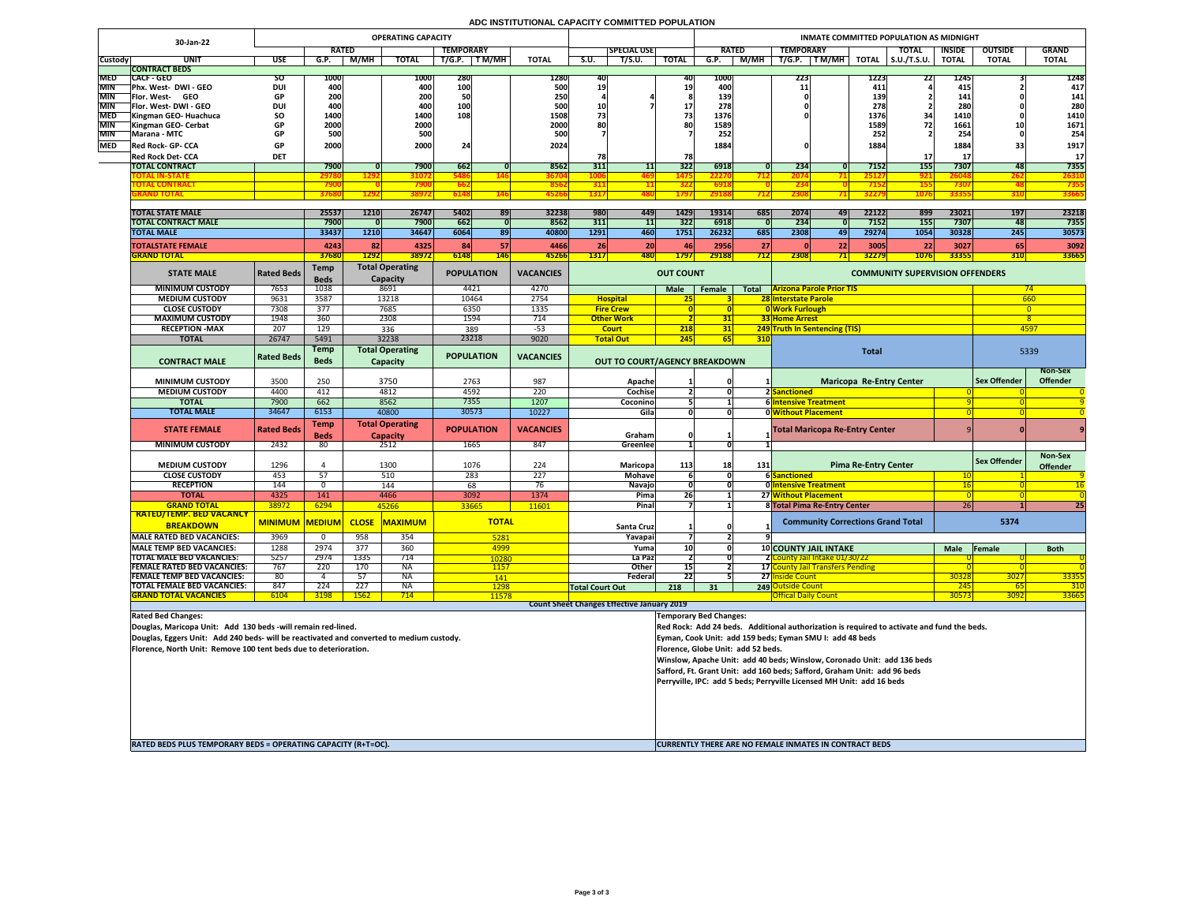# ADC INSTITUTIONAL CAPACITY COMMITTED POPULATION

30-Jan-22

| | | | OPERATING CAPACITY | | | | | | | | | | INMATE COMMITTED POPULATION AS MIDNIGHT | | | | | | | | | | |
|---|---|---|---|---|---|---|---|---|---|---|---|---|---|---|---|---|---|---|---|---|---|---|---|
| | | | RATED | | | TEMPORARY | | | | SPECIAL USE | | | RATED | | TEMPORARY | | | TOTAL | INSIDE | OUTSIDE | GRAND |
| Custody | UNIT | USE | G.P. | M/MH | TOTAL | T/G.P. | T M/MH | TOTAL | S.U. | T/S.U. | TOTAL | G.P. | M/MH | T/G.P. | T M/MH | TOTAL | S.U./T.S.U. | TOTAL | TOTAL | TOTAL |
| | **CONTRACT BEDS** | | | | | | | | | | | | | | | | | | | |
| MED | CACF - GEO | SO | 1000 | | 1000 | 280 | | 1280 | 40 | | 40 | 1000 | | 223 | | 1223 | 22 | 1245 | 3 | 1248 |
| MIN | Phx. West- DWI - GEO | DUI | 400 | | 400 | 100 | | 500 | 19 | | 19 | 400 | | 11 | | 411 | 4 | 415 | 2 | 417 |
| MIN | Flor. West- GEO | GP | 200 | | 200 | 50 | | 250 | 4 | 4 | 8 | 139 | | 0 | | 139 | 2 | 141 | 0 | 141 |
| MIN | Flor. West- DWI - GEO | DUI | 400 | | 400 | 100 | | 500 | 10 | 7 | 17 | 278 | | 0 | | 278 | 2 | 280 | 0 | 280 |
| MED | Kingman GEO- Huachuca | SO | 1400 | | 1400 | 108 | | 1508 | 73 | | 73 | 1376 | | 0 | | 1376 | 34 | 1410 | 0 | 1410 |
| MIN | Kingman GEO- Cerbat | GP | 2000 | | 2000 | | | 2000 | 80 | | 80 | 1589 | | | | 1589 | 72 | 1661 | 10 | 1671 |
| MIN | Marana - MTC | GP | 500 | | 500 | | | 500 | 7 | | 7 | 252 | | | | 252 | 2 | 254 | 0 | 254 |
| MED | Red Rock- GP- CCA | GP | 2000 | | 2000 | 24 | | 2024 | | | | 1884 | | 0 | | 1884 | | 1884 | 33 | 1917 |
| | Red Rock Det- CCA | DET | | | | | | | 78 | | 78 | | | | | | 17 | 17 | | 17 |
| | **TOTAL CONTRACT** | | 7900 | 0 | 7900 | 662 | 0 | 8562 | 311 | 11 | 322 | 6918 | 0 | 234 | 0 | 7152 | 155 | 7307 | 48 | 7355 |
| | **TOTAL IN-STATE** | | 29780 | 1292 | 31072 | 5486 | 146 | 36704 | 1006 | 469 | 1475 | 22270 | 712 | 2074 | 71 | 25127 | 921 | 26048 | 262 | 26310 |
| | **TOTAL CONTRACT** | | 7900 | 0 | 7900 | 662 | | 8562 | 311 | 11 | 322 | 6918 | 0 | 234 | 0 | 7152 | 155 | 7307 | 48 | 7355 |
| | **GRAND TOTAL** | | 37680 | 1292 | 38972 | 6148 | 146 | 45266 | 1317 | 480 | 1797 | 29188 | 712 | 2308 | 71 | 32279 | 1076 | 33355 | 310 | 33665 |
| | | | | | | | | | | | | | | | | | | | | |
| | **TOTAL STATE MALE** | | 25537 | 1210 | 26747 | 5402 | 89 | 32238 | 980 | 449 | 1429 | 19314 | 685 | 2074 | 49 | 22122 | 899 | 23021 | 197 | 23218 |
| | **TOTAL CONTRACT MALE** | | 7900 | 0 | 7900 | 662 | 0 | 8562 | 311 | 11 | 322 | 6918 | 0 | 234 | 0 | 7152 | 155 | 7307 | 48 | 7355 |
| | **TOTAL MALE** | | 33437 | 1210 | 34647 | 6064 | 89 | 40800 | 1291 | 460 | 1751 | 26232 | 685 | 2308 | 49 | 29274 | 1054 | 30328 | 245 | 30573 |
| | **TOTALSTATE FEMALE** | | 4243 | 82 | 4325 | 84 | 57 | 4466 | 26 | 20 | 46 | 2956 | 27 | 0 | 22 | 3005 | 22 | 3027 | 65 | 3092 |
| | **GRAND TOTAL** | | 37680 | 1292 | 38972 | 6148 | 146 | 45266 | 1317 | 480 | 1797 | 29188 | 712 | 2308 | 71 | 32279 | 1076 | 33355 | 310 | 33665 |

| STATE MALE | Rated Beds | Temp Beds | Total Operating Capacity | POPULATION | VACANCIES |
|---|---|---|---|---|---|
| MINIMUM CUSTODY | 7653 | 1038 | 8691 | 4421 | 4270 |
| MEDIUM CUSTODY | 9631 | 3587 | 13218 | 10464 | 2754 |
| CLOSE CUSTODY | 7308 | 377 | 7685 | 6350 | 1335 |
| MAXIMUM CUSTODY | 1948 | 360 | 2308 | 1594 | 714 |
| RECEPTION -MAX | 207 | 129 | 336 | 389 | -53 |
| TOTAL | 26747 | 5491 | 32238 | 23218 | 9020 |

| CONTRACT MALE | Rated Beds | Temp Beds | Total Operating Capacity | POPULATION | VACANCIES |
|---|---|---|---|---|---|
| MINIMUM CUSTODY | 3500 | 250 | 3750 | 2763 | 987 |
| MEDIUM CUSTODY | 4400 | 412 | 4812 | 4592 | 220 |
| TOTAL | 7900 | 662 | 8562 | 7355 | 1207 |
| TOTAL MALE | 34647 | 6153 | 40800 | 30573 | 10227 |

| STATE FEMALE | Rated Beds | Temp Beds | Total Operating Capacity | POPULATION | VACANCIES |
|---|---|---|---|---|---|
| MINIMUM CUSTODY | 2432 | 80 | 2512 | 1665 | 847 |
| MEDIUM CUSTODY | 1296 | 4 | 1300 | 1076 | 224 |
| CLOSE CUSTODY | 453 | 57 | 510 | 283 | 227 |
| RECEPTION | 144 | 0 | 144 | 68 | 76 |
| TOTAL | 4325 | 141 | 4466 | 3092 | 1374 |
| GRAND TOTAL | 38972 | 6294 | 45266 | 33665 | 11601 |

| RATED/TEMP. BED VACANCY BREAKDOWN | MINIMUM | MEDIUM | CLOSE | MAXIMUM | TOTAL |
|---|---|---|---|---|---|
| MALE RATED BED VACANCIES: | 3969 | 0 | 958 | 354 | 5281 |
| MALE TEMP BED VACANCIES: | 1288 | 2974 | 377 | 360 | 4999 |
| TOTAL MALE BED VACANCIES: | 5257 | 2974 | 1335 | 714 | 10280 |
| FEMALE RATED BED VACANCIES: | 767 | 220 | 170 | NA | 1157 |
| FEMALE TEMP BED VACANCIES: | 80 | 4 | 57 | NA | 141 |
| TOTAL FEMALE BED VACANCIES: | 847 | 224 | 227 | NA | 1298 |
| GRAND TOTAL VACANCIES | 6104 | 3198 | 1562 | 714 | 11578 |

| OUT COUNT | Male | Female | Total |
|---|---|---|---|
| Hospital | 25 | 3 | 28 |
| Fire Crew | 0 | 0 | 0 |
| Other Work | 2 | 31 | 33 |
| Court | 218 | 31 | 249 |
| Total Out | 245 | 65 | 310 |

| OUT TO COURT/AGENCY BREAKDOWN | | | |
|---|---|---|---|
| Apache | 1 | 0 | 1 |
| Cochise | 2 | 0 | 2 |
| Coconino | 5 | 1 | 6 |
| Gila | 0 | 0 | 0 |
| Graham | 0 | 1 | 1 |
| Greenlee | 1 | 0 | 1 |
| Maricopa | 113 | 18 | 131 |
| Mohave | 6 | 0 | 6 |
| Navajo | 0 | 0 | 0 |
| Pima | 26 | 1 | 27 |
| Pinal | 7 | 1 | 8 |
| Santa Cruz | 1 | 0 | 1 |
| Yavapai | 7 | 2 | 9 |
| Yuma | 10 | 0 | 10 |
| La Paz | 2 | 0 | 2 |
| Other | 15 | 2 | 17 |
| Federal | 22 | 5 | 27 |
| Total Court Out | 218 | 31 | 249 |

Count Sheet Changes Effective January 2019

| COMMUNITY SUPERVISION OFFENDERS | |
|---|---|
| Arizona Parole Prior TIS | 74 |
| Interstate Parole | 660 |
| Work Furlough | 0 |
| Home Arrest | 8 |
| Truth In Sentencing (TIS) | 4597 |
| Total | 5339 |

| Maricopa Re-Entry Center | | Sex Offender | Non-Sex Offender |
|---|---|---|---|
| Sanctioned | 0 | 0 | 0 |
| Intensive Treatment | 9 | 0 | 9 |
| Without Placement | 0 | 0 | 0 |
| Total Maricopa Re-Entry Center | 9 | 0 | 9 |

| Pima Re-Entry Center | | Sex Offender | Non-Sex Offender |
|---|---|---|---|
| Sanctioned | 10 | 1 | 9 |
| Intensive Treatment | 16 | 0 | 16 |
| Without Placement | 0 | 0 | 0 |
| Total Pima Re-Entry Center | 26 | 1 | 25 |

| Community Corrections Grand Total | 5374 |
|---|---|

| COUNTY JAIL INTAKE | Male | Female | Both |
|---|---|---|---|
| County Jail Intake 01/30/22 | 0 | 0 | 0 |
| County Jail Transfers Pending | 0 | 0 | 0 |
| Inside Count | 30328 | 3027 | 33355 |
| Outside Count | 245 | 65 | 310 |
| Offical Daily Count | 30573 | 3092 | 33665 |

**Rated Bed Changes:**

Douglas, Maricopa Unit: Add 130 beds -will remain red-lined.

Douglas, Eggers Unit: Add 240 beds- will be reactivated and converted to medium custody.

Florence, North Unit: Remove 100 tent beds due to deterioration.

**Temporary Bed Changes:**

Red Rock: Add 24 beds. Additional authorization is required to activate and fund the beds.

Eyman, Cook Unit: add 159 beds; Eyman SMU I: add 48 beds

Florence, Globe Unit: add 52 beds.

Winslow, Apache Unit: add 40 beds; Winslow, Coronado Unit: add 136 beds

Safford, Ft. Grant Unit: add 160 beds; Safford, Graham Unit: add 96 beds

Perryville, IPC: add 5 beds; Perryville Licensed MH Unit: add 16 beds

**RATED BEDS PLUS TEMPORARY BEDS = OPERATING CAPACITY (R+T=OC).**

**CURRENTLY THERE ARE NO FEMALE INMATES IN CONTRACT BEDS**